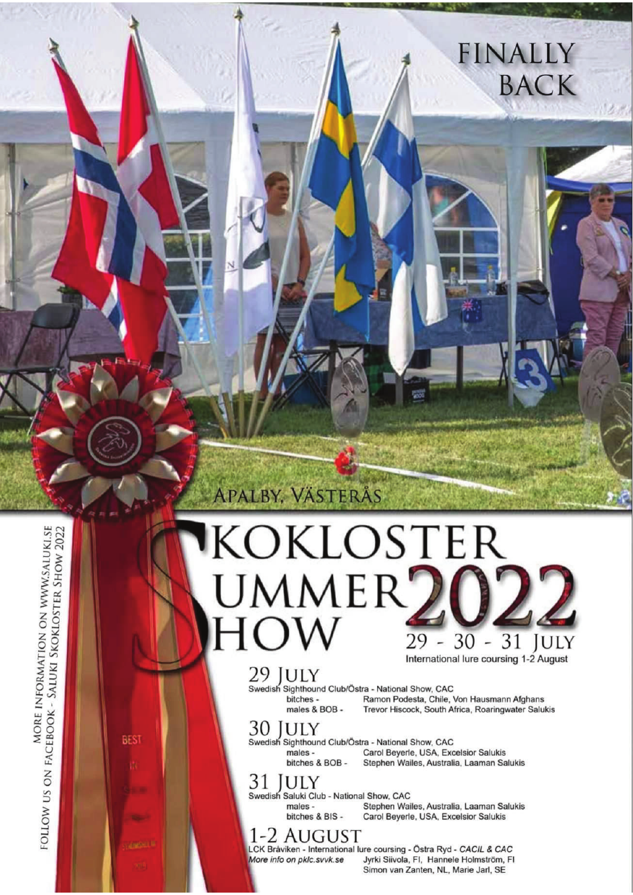FINALLY BACK

APALBY, VÄSTERÅS

# SKOKLOSTER SUMMER SHOW 2022

## 29 - 30 - 31 JULY

International lure coursing 1-2 August

## 29 JULY

Swedish Sighthound Club/Östra - National Show, CAC

| | |
|---|---|
| bitches - | Ramon Podesta, Chile, Von Hausmann Afghans |
| males & BOB - | Trevor Hiscock, South Africa, Roaringwater Salukis |

## 30 JULY

Swedish Sighthound Club/Östra - National Show, CAC

| | |
|---|---|
| males - | Carol Beyerle, USA, Excelsior Salukis |
| bitches & BOB - | Stephen Wailes, Australia, Laaman Salukis |

## 31 JULY

Swedish Saluki Club - National Show, CAC

| | |
|---|---|
| males - | Stephen Wailes, Australia, Laaman Salukis |
| bitches & BIS - | Carol Beyerle, USA, Excelsior Salukis |

## 1-2 AUGUST

LCK Bråviken - International lure coursing - Östra Ryd - *CACIL & CAC*

*More info on pklc.svvk.se* Jyrki Siivola, FI, Hannele Holmström, FI
Simon van Zanten, NL, Marie Jarl, SE

MORE INFORMATION ON WWW.SALUKI.SE
FOLLOW US ON FACEBOOK - SALUKI SKOKLOSTER SHOW 2022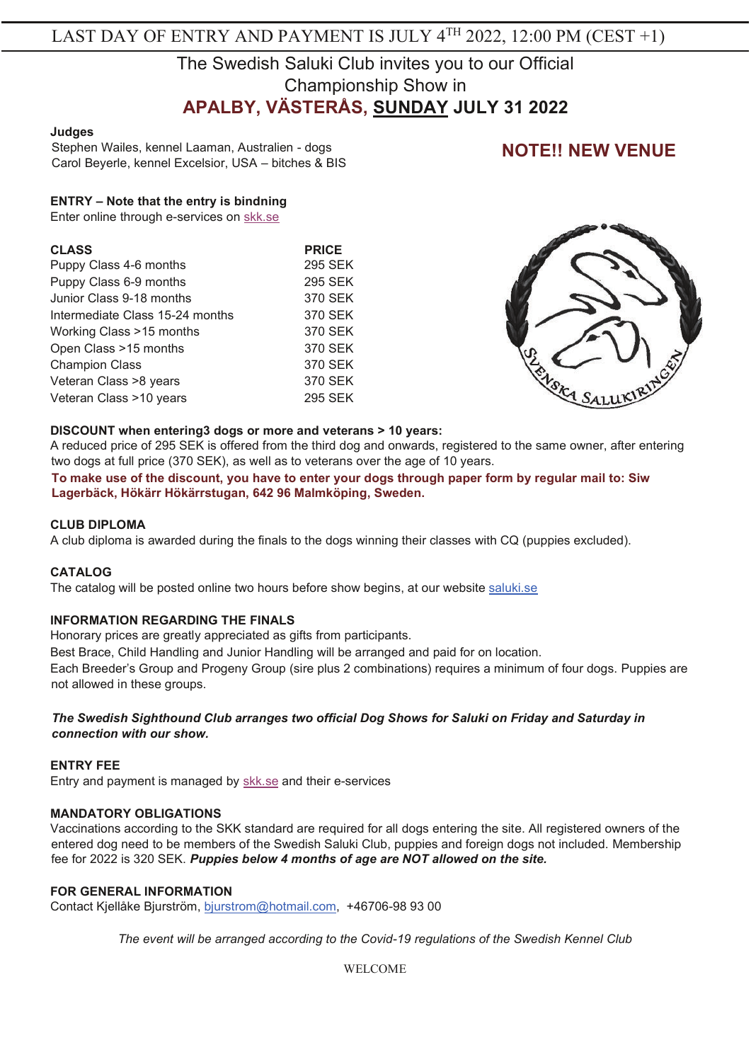LAST DAY OF ENTRY AND PAYMENT IS JULY 4TH 2022, 12:00 PM (CEST +1)

# The Swedish Saluki Club invites you to our Official Championship Show in

# APALBY, VÄSTERÅS, SUNDAY JULY 31 2022

**Judges**

Stephen Wailes, kennel Laaman, Australien - dogs
Carol Beyerle, kennel Excelsior, USA – bitches & BIS

**NOTE!! NEW VENUE**

**ENTRY – Note that the entry is bindning**

Enter online through e-services on skk.se

| CLASS | PRICE |
|---|---|
| Puppy Class 4-6 months | 295 SEK |
| Puppy Class 6-9 months | 295 SEK |
| Junior Class 9-18 months | 370 SEK |
| Intermediate Class 15-24 months | 370 SEK |
| Working Class >15 months | 370 SEK |
| Open Class >15 months | 370 SEK |
| Champion Class | 370 SEK |
| Veteran Class >8 years | 370 SEK |
| Veteran Class >10 years | 295 SEK |

SVENSKA SALUKIRINGEN

**DISCOUNT when entering3 dogs or more and veterans > 10 years:**

A reduced price of 295 SEK is offered from the third dog and onwards, registered to the same owner, after entering two dogs at full price (370 SEK), as well as to veterans over the age of 10 years.

**To make use of the discount, you have to enter your dogs through paper form by regular mail to: Siw Lagerbäck, Hökärr Hökärrstugan, 642 96 Malmköping, Sweden.**

**CLUB DIPLOMA**

A club diploma is awarded during the finals to the dogs winning their classes with CQ (puppies excluded).

**CATALOG**

The catalog will be posted online two hours before show begins, at our website saluki.se

**INFORMATION REGARDING THE FINALS**

Honorary prices are greatly appreciated as gifts from participants.
Best Brace, Child Handling and Junior Handling will be arranged and paid for on location.
Each Breeder's Group and Progeny Group (sire plus 2 combinations) requires a minimum of four dogs. Puppies are not allowed in these groups.

***The Swedish Sighthound Club arranges two official Dog Shows for Saluki on Friday and Saturday in connection with our show.***

**ENTRY FEE**

Entry and payment is managed by skk.se and their e-services

**MANDATORY OBLIGATIONS**

Vaccinations according to the SKK standard are required for all dogs entering the site. All registered owners of the entered dog need to be members of the Swedish Saluki Club, puppies and foreign dogs not included. Membership fee for 2022 is 320 SEK. ***Puppies below 4 months of age are NOT allowed on the site.***

**FOR GENERAL INFORMATION**

Contact Kjellåke Bjurström, bjurstrom@hotmail.com, +46706-98 93 00

*The event will be arranged according to the Covid-19 regulations of the Swedish Kennel Club*

WELCOME